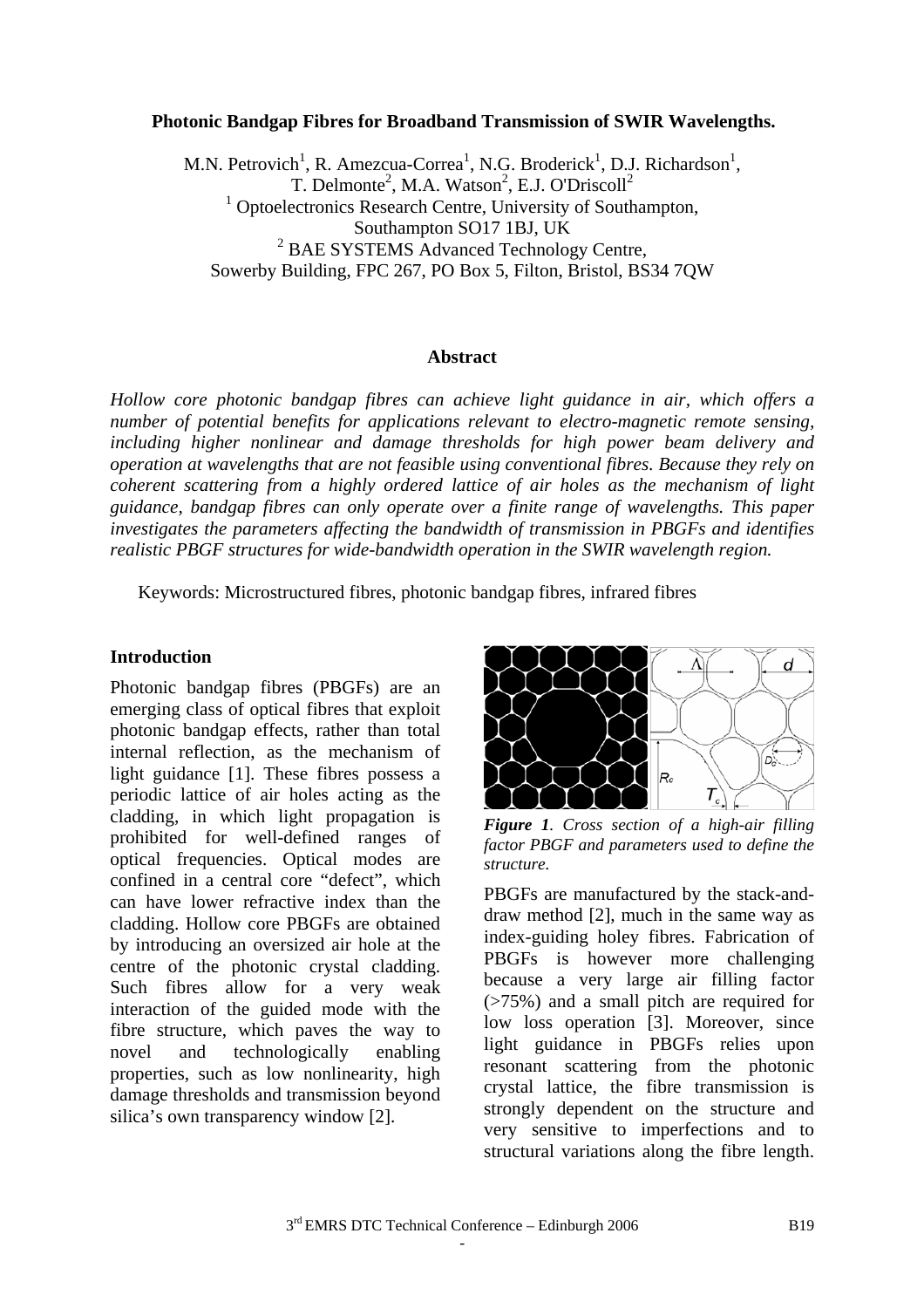# Photonic Bandgap Fibres for Broadband Transmission of SWIR Wavelengths.

M.N. Petrovich[1], R. Amezcua-Correa[1], N.G. Broderick[1], D.J. Richardson[1], T. Delmonte[2], M.A. Watson[2], E.J. O'Driscoll[2]

[1] Optoelectronics Research Centre, University of Southampton, Southampton SO17 1BJ, UK

[2] BAE SYSTEMS Advanced Technology Centre, Sowerby Building, FPC 267, PO Box 5, Filton, Bristol, BS34 7QW

## Abstract

*Hollow core photonic bandgap fibres can achieve light guidance in air, which offers a number of potential benefits for applications relevant to electro-magnetic remote sensing, including higher nonlinear and damage thresholds for high power beam delivery and operation at wavelengths that are not feasible using conventional fibres. Because they rely on coherent scattering from a highly ordered lattice of air holes as the mechanism of light guidance, bandgap fibres can only operate over a finite range of wavelengths. This paper investigates the parameters affecting the bandwidth of transmission in PBGFs and identifies realistic PBGF structures for wide-bandwidth operation in the SWIR wavelength region.*

Keywords: Microstructured fibres, photonic bandgap fibres, infrared fibres

## Introduction

Photonic bandgap fibres (PBGFs) are an emerging class of optical fibres that exploit photonic bandgap effects, rather than total internal reflection, as the mechanism of light guidance [1]. These fibres possess a periodic lattice of air holes acting as the cladding, in which light propagation is prohibited for well-defined ranges of optical frequencies. Optical modes are confined in a central core "defect", which can have lower refractive index than the cladding. Hollow core PBGFs are obtained by introducing an oversized air hole at the centre of the photonic crystal cladding. Such fibres allow for a very weak interaction of the guided mode with the fibre structure, which paves the way to novel and technologically enabling properties, such as low nonlinearity, high damage thresholds and transmission beyond silica's own transparency window [2].

***Figure 1**. Cross section of a high-air filling factor PBGF and parameters used to define the structure.*

PBGFs are manufactured by the stack-and-draw method [2], much in the same way as index-guiding holey fibres. Fabrication of PBGFs is however more challenging because a very large air filling factor (>75%) and a small pitch are required for low loss operation [3]. Moreover, since light guidance in PBGFs relies upon resonant scattering from the photonic crystal lattice, the fibre transmission is strongly dependent on the structure and very sensitive to imperfections and to structural variations along the fibre length.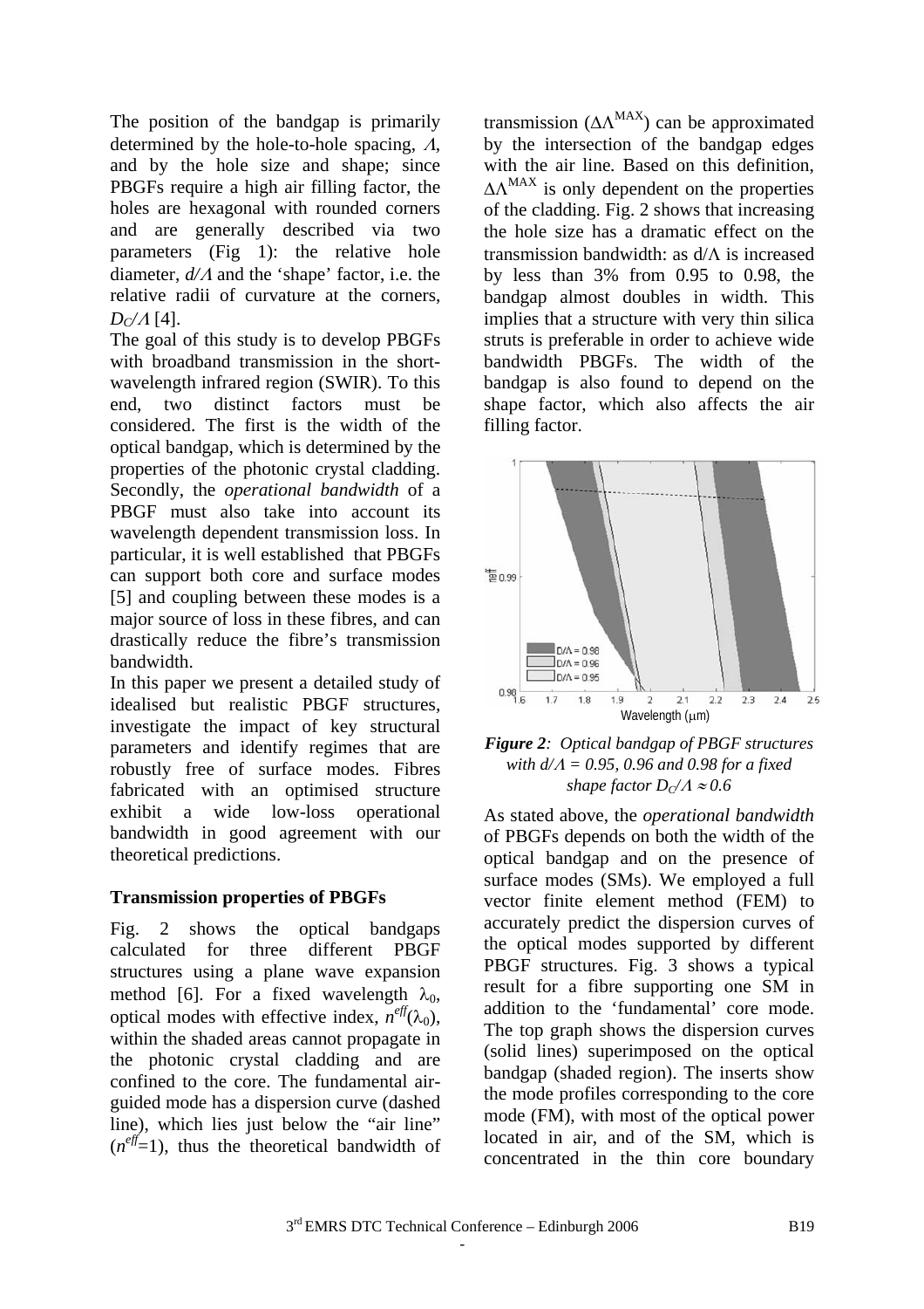The position of the bandgap is primarily determined by the hole-to-hole spacing, $\Lambda$, and by the hole size and shape; since PBGFs require a high air filling factor, the holes are hexagonal with rounded corners and are generally described via two parameters (Fig 1): the relative hole diameter, $d/\Lambda$ and the 'shape' factor, i.e. the relative radii of curvature at the corners, $D_C/\Lambda$ [4].

The goal of this study is to develop PBGFs with broadband transmission in the short-wavelength infrared region (SWIR). To this end, two distinct factors must be considered. The first is the width of the optical bandgap, which is determined by the properties of the photonic crystal cladding. Secondly, the *operational bandwidth* of a PBGF must also take into account its wavelength dependent transmission loss. In particular, it is well established that PBGFs can support both core and surface modes [5] and coupling between these modes is a major source of loss in these fibres, and can drastically reduce the fibre's transmission bandwidth.

In this paper we present a detailed study of idealised but realistic PBGF structures, investigate the impact of key structural parameters and identify regimes that are robustly free of surface modes. Fibres fabricated with an optimised structure exhibit a wide low-loss operational bandwidth in good agreement with our theoretical predictions.

## Transmission properties of PBGFs

Fig. 2 shows the optical bandgaps calculated for three different PBGF structures using a plane wave expansion method [6]. For a fixed wavelength $\lambda_0$, optical modes with effective index, $n^{eff}(\lambda_0)$, within the shaded areas cannot propagate in the photonic crystal cladding and are confined to the core. The fundamental air-guided mode has a dispersion curve (dashed line), which lies just below the "air line" ($n^{eff}$=1), thus the theoretical bandwidth of transmission ($\Delta\Lambda^{MAX}$) can be approximated by the intersection of the bandgap edges with the air line. Based on this definition, $\Delta\Lambda^{MAX}$ is only dependent on the properties of the cladding. Fig. 2 shows that increasing the hole size has a dramatic effect on the transmission bandwidth: as $d/\Lambda$ is increased by less than 3% from 0.95 to 0.98, the bandgap almost doubles in width. This implies that a structure with very thin silica struts is preferable in order to achieve wide bandwidth PBGFs. The width of the bandgap is also found to depend on the shape factor, which also affects the air filling factor.

***Figure 2**: Optical bandgap of PBGF structures with $d/\Lambda$ = 0.95, 0.96 and 0.98 for a fixed shape factor $D_C/\Lambda \approx 0.6$*

As stated above, the *operational bandwidth* of PBGFs depends on both the width of the optical bandgap and on the presence of surface modes (SMs). We employed a full vector finite element method (FEM) to accurately predict the dispersion curves of the optical modes supported by different PBGF structures. Fig. 3 shows a typical result for a fibre supporting one SM in addition to the 'fundamental' core mode. The top graph shows the dispersion curves (solid lines) superimposed on the optical bandgap (shaded region). The inserts show the mode profiles corresponding to the core mode (FM), with most of the optical power located in air, and of the SM, which is concentrated in the thin core boundary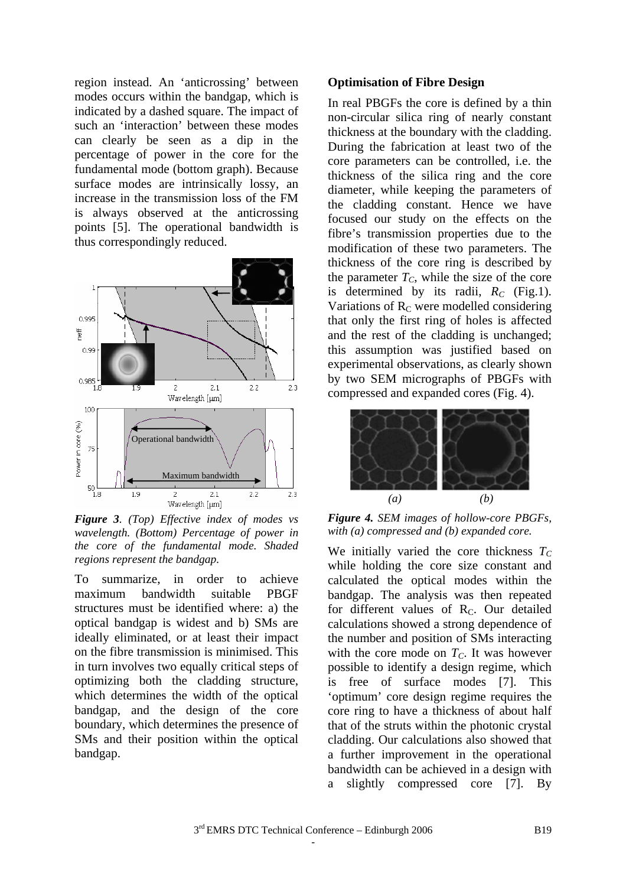region instead. An 'anticrossing' between modes occurs within the bandgap, which is indicated by a dashed square. The impact of such an 'interaction' between these modes can clearly be seen as a dip in the percentage of power in the core for the fundamental mode (bottom graph). Because surface modes are intrinsically lossy, an increase in the transmission loss of the FM is always observed at the anticrossing points [5]. The operational bandwidth is thus correspondingly reduced.

***Figure 3**. (Top) Effective index of modes vs wavelength. (Bottom) Percentage of power in the core of the fundamental mode. Shaded regions represent the bandgap.*

To summarize, in order to achieve maximum bandwidth suitable PBGF structures must be identified where: a) the optical bandgap is widest and b) SMs are ideally eliminated, or at least their impact on the fibre transmission is minimised. This in turn involves two equally critical steps of optimizing both the cladding structure, which determines the width of the optical bandgap, and the design of the core boundary, which determines the presence of SMs and their position within the optical bandgap.

**Optimisation of Fibre Design**

In real PBGFs the core is defined by a thin non-circular silica ring of nearly constant thickness at the boundary with the cladding. During the fabrication at least two of the core parameters can be controlled, i.e. the thickness of the silica ring and the core diameter, while keeping the parameters of the cladding constant. Hence we have focused our study on the effects on the fibre's transmission properties due to the modification of these two parameters. The thickness of the core ring is described by the parameter $T_C$, while the size of the core is determined by its radii, $R_C$ (Fig.1). Variations of $R_C$ were modelled considering that only the first ring of holes is affected and the rest of the cladding is unchanged; this assumption was justified based on experimental observations, as clearly shown by two SEM micrographs of PBGFs with compressed and expanded cores (Fig. 4).

***Figure 4.** SEM images of hollow-core PBGFs, with (a) compressed and (b) expanded core.*

We initially varied the core thickness $T_C$ while holding the core size constant and calculated the optical modes within the bandgap. The analysis was then repeated for different values of $R_C$. Our detailed calculations showed a strong dependence of the number and position of SMs interacting with the core mode on $T_C$. It was however possible to identify a design regime, which is free of surface modes [7]. This 'optimum' core design regime requires the core ring to have a thickness of about half that of the struts within the photonic crystal cladding. Our calculations also showed that a further improvement in the operational bandwidth can be achieved in a design with a slightly compressed core [7]. By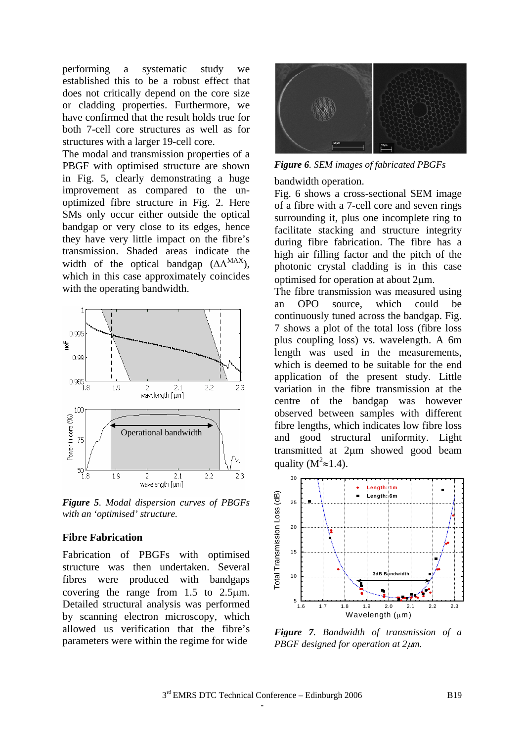performing a systematic study we established this to be a robust effect that does not critically depend on the core size or cladding properties. Furthermore, we have confirmed that the result holds true for both 7-cell core structures as well as for structures with a larger 19-cell core.

The modal and transmission properties of a PBGF with optimised structure are shown in Fig. 5, clearly demonstrating a huge improvement as compared to the un-optimized fibre structure in Fig. 2. Here SMs only occur either outside the optical bandgap or very close to its edges, hence they have very little impact on the fibre's transmission. Shaded areas indicate the width of the optical bandgap ($\Delta\Lambda^{MAX}$), which in this case approximately coincides with the operating bandwidth.

***Figure 5**. Modal dispersion curves of PBGFs with an 'optimised' structure.*

## Fibre Fabrication

Fabrication of PBGFs with optimised structure was then undertaken. Several fibres were produced with bandgaps covering the range from 1.5 to 2.5μm. Detailed structural analysis was performed by scanning electron microscopy, which allowed us verification that the fibre's parameters were within the regime for wide bandwidth operation.

***Figure 6**. SEM images of fabricated PBGFs*

Fig. 6 shows a cross-sectional SEM image of a fibre with a 7-cell core and seven rings surrounding it, plus one incomplete ring to facilitate stacking and structure integrity during fibre fabrication. The fibre has a high air filling factor and the pitch of the photonic crystal cladding is in this case optimised for operation at about 2μm.

The fibre transmission was measured using an OPO source, which could be continuously tuned across the bandgap. Fig. 7 shows a plot of the total loss (fibre loss plus coupling loss) vs. wavelength. A 6m length was used in the measurements, which is deemed to be suitable for the end application of the present study. Little variation in the fibre transmission at the centre of the bandgap was however observed between samples with different fibre lengths, which indicates low fibre loss and good structural uniformity. Light transmitted at 2μm showed good beam quality ($M^2 \approx 1.4$).

***Figure 7**. Bandwidth of transmission of a PBGF designed for operation at 2μm.*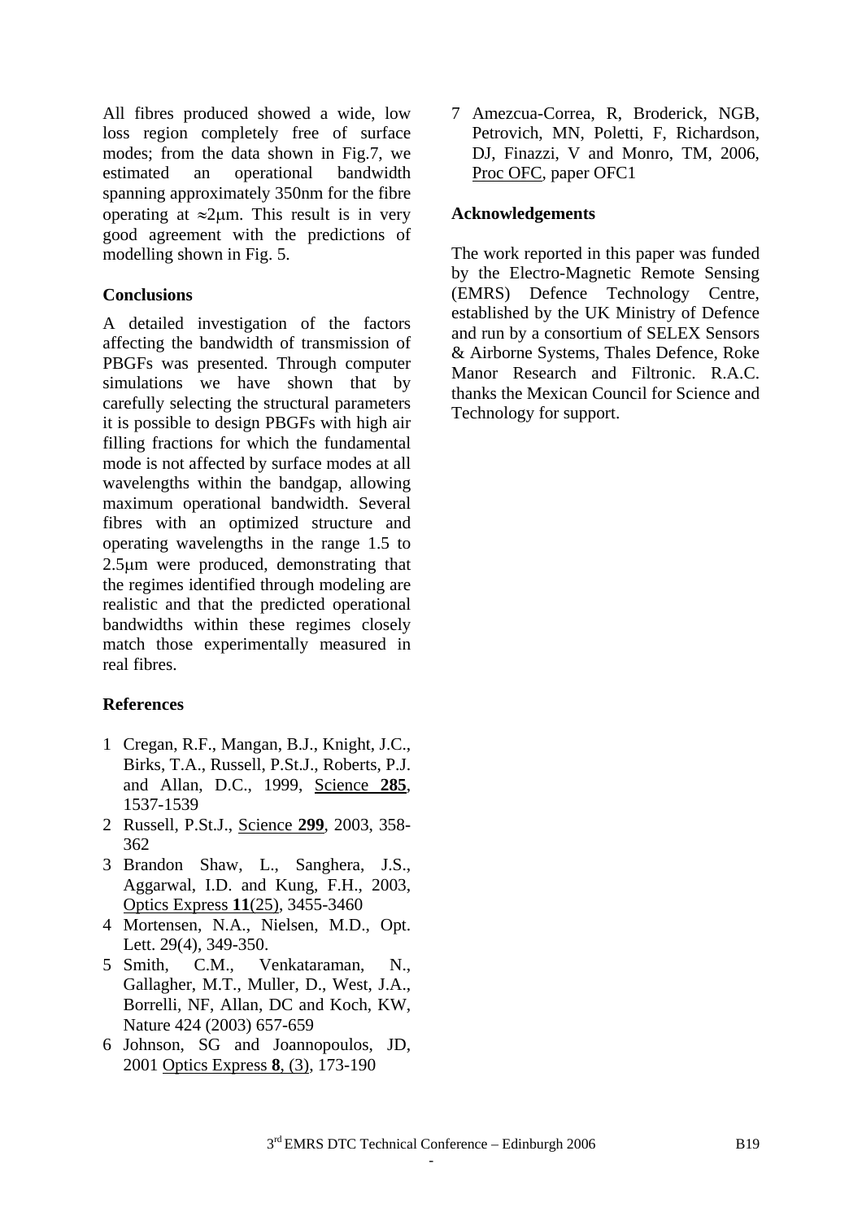All fibres produced showed a wide, low loss region completely free of surface modes; from the data shown in Fig.7, we estimated an operational bandwidth spanning approximately 350nm for the fibre operating at $\approx$2μm. This result is in very good agreement with the predictions of modelling shown in Fig. 5.

## Conclusions

A detailed investigation of the factors affecting the bandwidth of transmission of PBGFs was presented. Through computer simulations we have shown that by carefully selecting the structural parameters it is possible to design PBGFs with high air filling fractions for which the fundamental mode is not affected by surface modes at all wavelengths within the bandgap, allowing maximum operational bandwidth. Several fibres with an optimized structure and operating wavelengths in the range 1.5 to 2.5μm were produced, demonstrating that the regimes identified through modeling are realistic and that the predicted operational bandwidths within these regimes closely match those experimentally measured in real fibres.

## References

1. Cregan, R.F., Mangan, B.J., Knight, J.C., Birks, T.A., Russell, P.St.J., Roberts, P.J. and Allan, D.C., 1999, Science **285**, 1537-1539
2. Russell, P.St.J., Science **299**, 2003, 358-362
3. Brandon Shaw, L., Sanghera, J.S., Aggarwal, I.D. and Kung, F.H., 2003, Optics Express **11**(25), 3455-3460
4. Mortensen, N.A., Nielsen, M.D., Opt. Lett. 29(4), 349-350.
5. Smith, C.M., Venkataraman, N., Gallagher, M.T., Muller, D., West, J.A., Borrelli, NF, Allan, DC and Koch, KW, Nature 424 (2003) 657-659
6. Johnson, SG and Joannopoulos, JD, 2001 Optics Express **8**, (3), 173-190
7. Amezcua-Correa, R, Broderick, NGB, Petrovich, MN, Poletti, F, Richardson, DJ, Finazzi, V and Monro, TM, 2006, Proc OFC, paper OFC1

## Acknowledgements

The work reported in this paper was funded by the Electro-Magnetic Remote Sensing (EMRS) Defence Technology Centre, established by the UK Ministry of Defence and run by a consortium of SELEX Sensors & Airborne Systems, Thales Defence, Roke Manor Research and Filtronic. R.A.C. thanks the Mexican Council for Science and Technology for support.